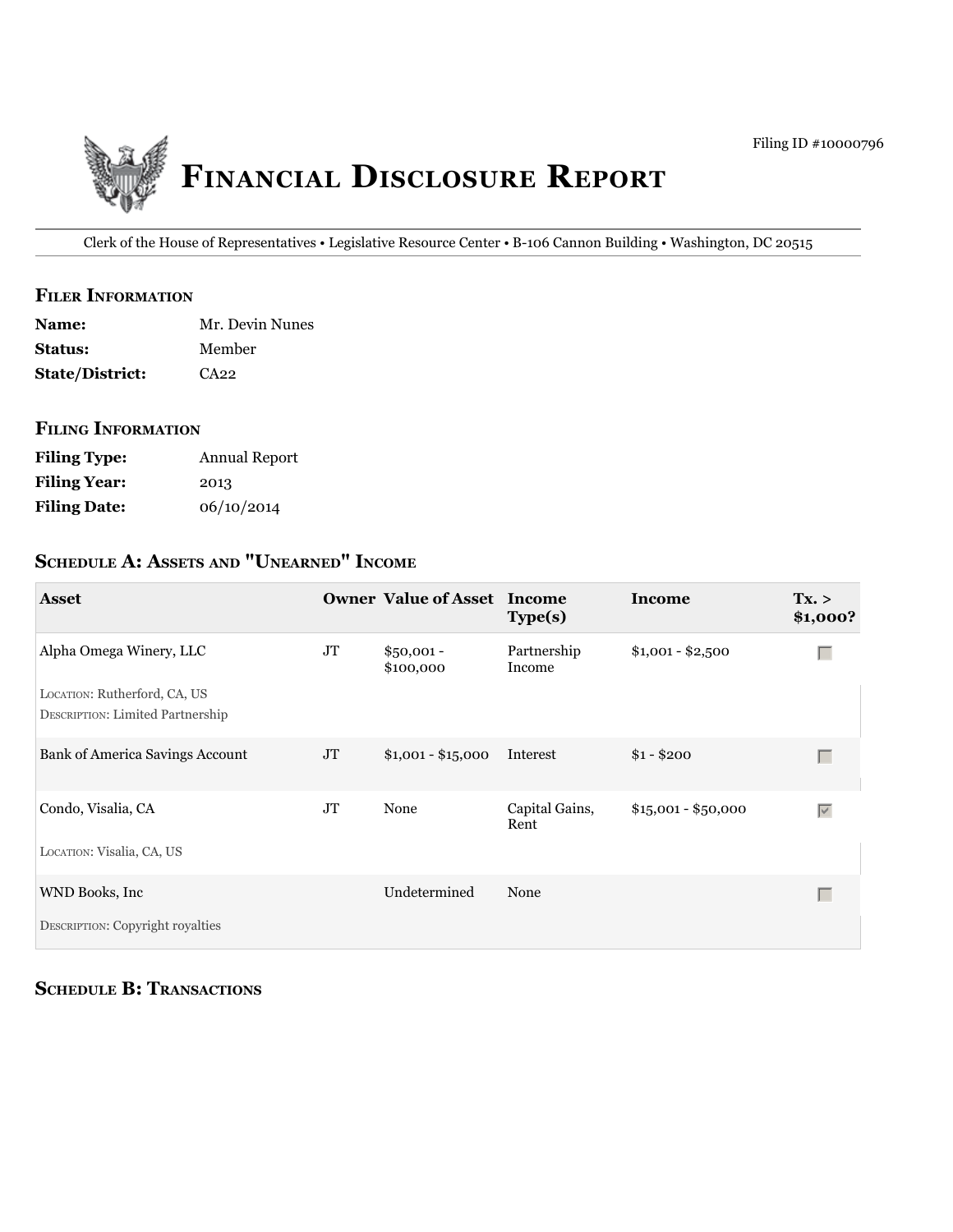Filing ID #10000796

# Financial Disclosure Report

Clerk of the House of Representatives • Legislative Resource Center • B-106 Cannon Building • Washington, DC 20515

## Filer Information

**Name:** Mr. Devin Nunes
**Status:** Member
**State/District:** CA22

## Filing Information

**Filing Type:** Annual Report
**Filing Year:** 2013
**Filing Date:** 06/10/2014

## Schedule A: Assets and "Unearned" Income

| Asset | Owner | Value of Asset | Income Type(s) | Income | Tx. > $1,000? |
|---|---|---|---|---|---|
| Alpha Omega Winery, LLC<br>Location: Rutherford, CA, US<br>Description: Limited Partnership | JT | $50,001 - $100,000 | Partnership Income | $1,001 - $2,500 | ☐ |
| Bank of America Savings Account | JT | $1,001 - $15,000 | Interest | $1 - $200 | ☐ |
| Condo, Visalia, CA<br>Location: Visalia, CA, US | JT | None | Capital Gains, Rent | $15,001 - $50,000 | ☑ |
| WND Books, Inc<br>Description: Copyright royalties | | Undetermined | None | | ☐ |

## Schedule B: Transactions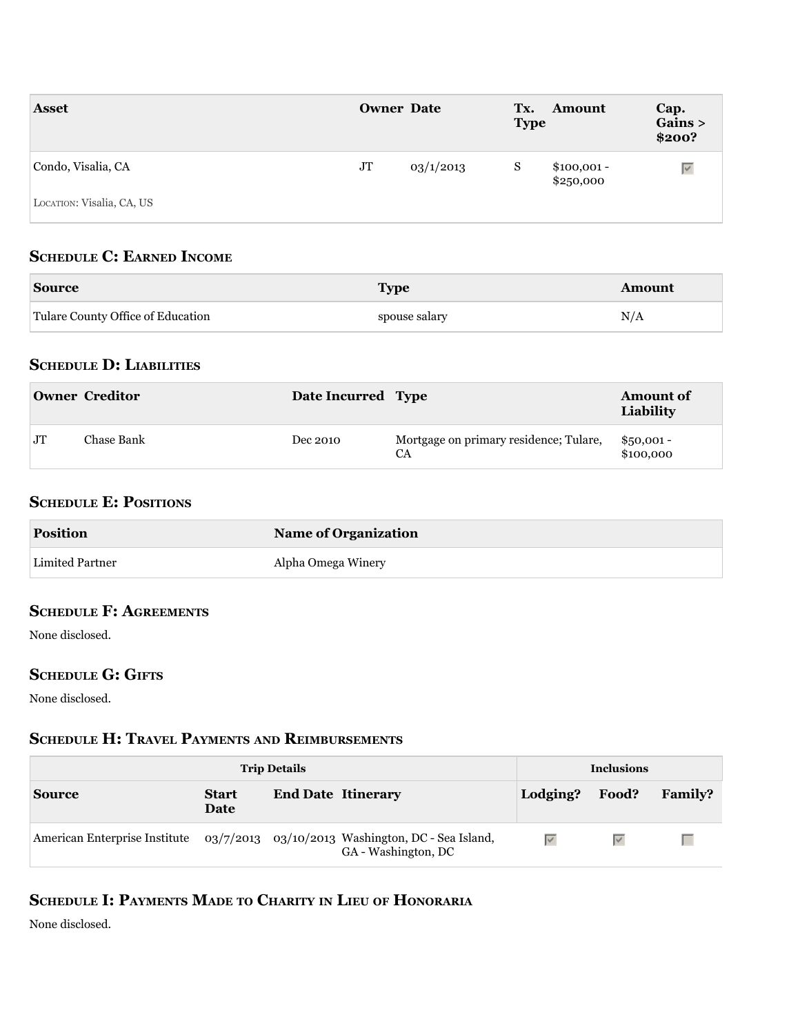| Asset | Owner | Date | Tx. Type | Amount | Cap. Gains > $200? |
|---|---|---|---|---|---|
| Condo, Visalia, CA<br><br>LOCATION: Visalia, CA, US | JT | 03/1/2013 | S | $100,001 - $250,000 | ☑ |

## Schedule C: Earned Income

| Source | Type | Amount |
|---|---|---|
| Tulare County Office of Education | spouse salary | N/A |

## Schedule D: Liabilities

| Owner | Creditor | Date Incurred | Type | Amount of Liability |
|---|---|---|---|---|
| JT | Chase Bank | Dec 2010 | Mortgage on primary residence; Tulare, CA | $50,001 - $100,000 |

## Schedule E: Positions

| Position | Name of Organization |
|---|---|
| Limited Partner | Alpha Omega Winery |

## Schedule F: Agreements

None disclosed.

## Schedule G: Gifts

None disclosed.

## Schedule H: Travel Payments and Reimbursements

| Trip Details | | | | Inclusions | | |
|---|---|---|---|---|---|---|
| Source | Start Date | End Date | Itinerary | Lodging? | Food? | Family? |
| American Enterprise Institute | 03/7/2013 | 03/10/2013 | Washington, DC - Sea Island, GA - Washington, DC | ☑ | ☑ | ☐ |

## Schedule I: Payments Made to Charity in Lieu of Honoraria

None disclosed.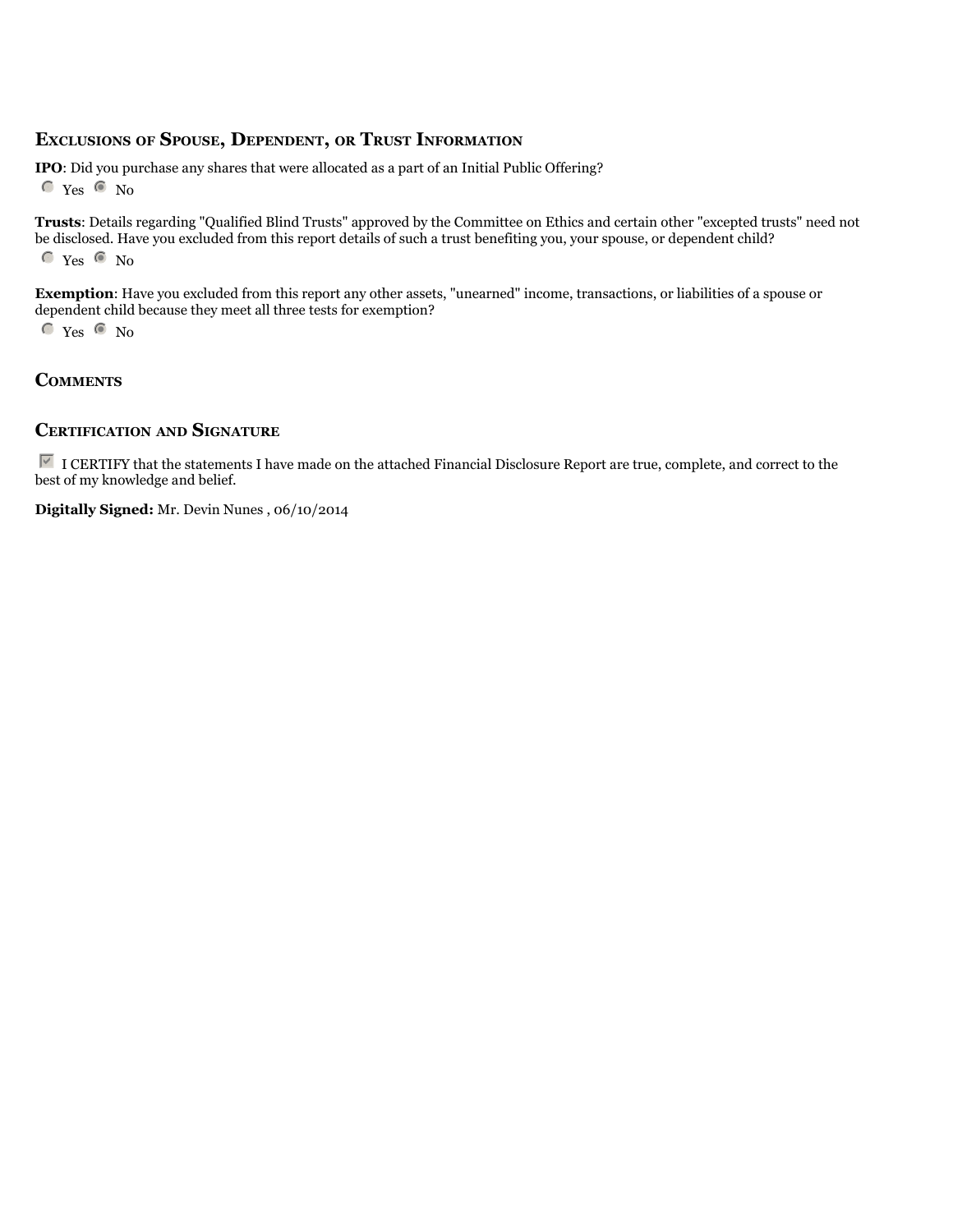## Exclusions of Spouse, Dependent, or Trust Information

**IPO**: Did you purchase any shares that were allocated as a part of an Initial Public Offering?

○ Yes ◉ No

**Trusts**: Details regarding "Qualified Blind Trusts" approved by the Committee on Ethics and certain other "excepted trusts" need not be disclosed. Have you excluded from this report details of such a trust benefiting you, your spouse, or dependent child?

○ Yes ◉ No

**Exemption**: Have you excluded from this report any other assets, "unearned" income, transactions, or liabilities of a spouse or dependent child because they meet all three tests for exemption?

○ Yes ◉ No

## Comments

## Certification and Signature

☑ I CERTIFY that the statements I have made on the attached Financial Disclosure Report are true, complete, and correct to the best of my knowledge and belief.

**Digitally Signed:** Mr. Devin Nunes , 06/10/2014